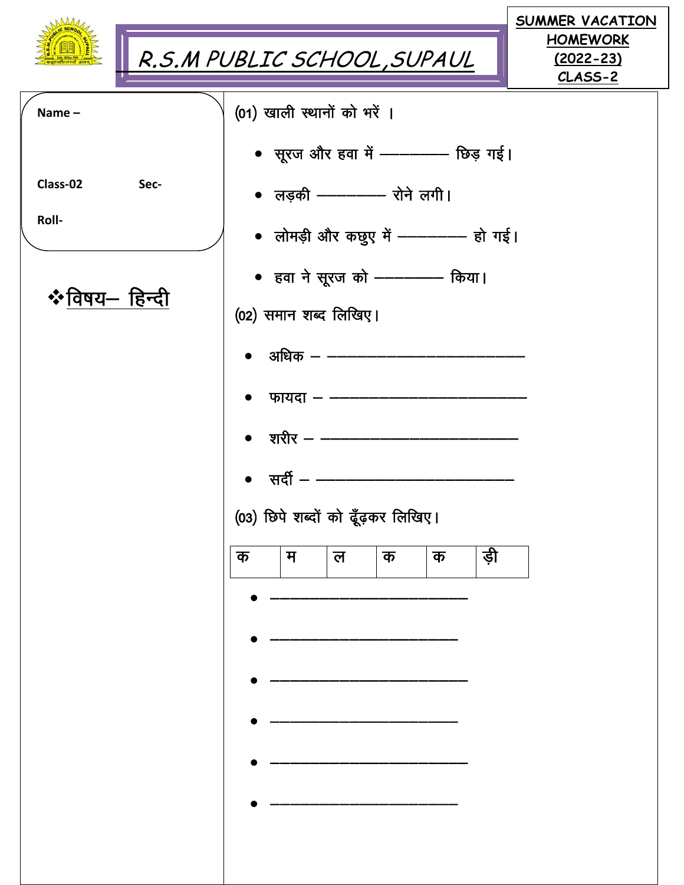# R.S.M PUBLIC SCHOOL, SUPAUL

**SUMMER VACATION HOMEWORK (2022-23) CLASS-2**

Name –

Class-02 Sec-

Roll-

## ❖ विषय– हिन्दी

(01) खाली स्थानों को भरें ।

- सूरज और हवा में ———— छिड़ गई।
- लड़की ———— रोने लगी।
- लोमड़ी और कछुए में ———— हो गई।
- हवा ने सूरज को ———— किया।

(02) समान शब्द लिखिए।

- अधिक – ————————————
- फायदा – ————————————
- शरीर – ————————————
- सर्दी – ————————————

(03) छिपे शब्दों को ढूँढ़कर लिखिए।

| | | | | | |
|---|---|---|---|---|---|
| क | म | ल | क | क | ड़ी |

- ————————————
- ————————————
- ————————————
- ————————————
- ————————————
- ————————————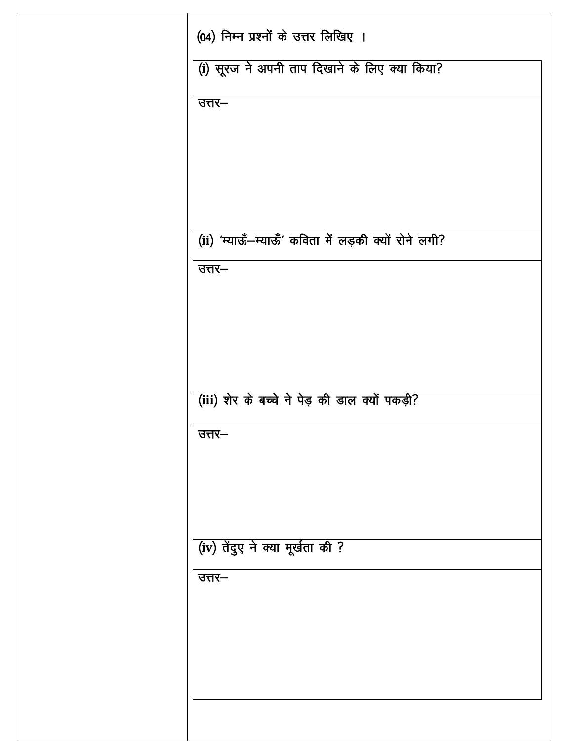(04) निम्न प्रश्नों के उत्तर लिखिए ।

(i) सूरज ने अपनी ताप दिखाने के लिए क्या किया?

उत्तर–

(ii) 'म्याऊँ–म्याऊँ' कविता में लड़की क्यों रोने लगी?

उत्तर–

(iii) शेर के बच्चे ने पेड़ की डाल क्यों पकड़ी?

उत्तर–

(iv) तेंदुए ने क्या मूर्खता की ?

उत्तर–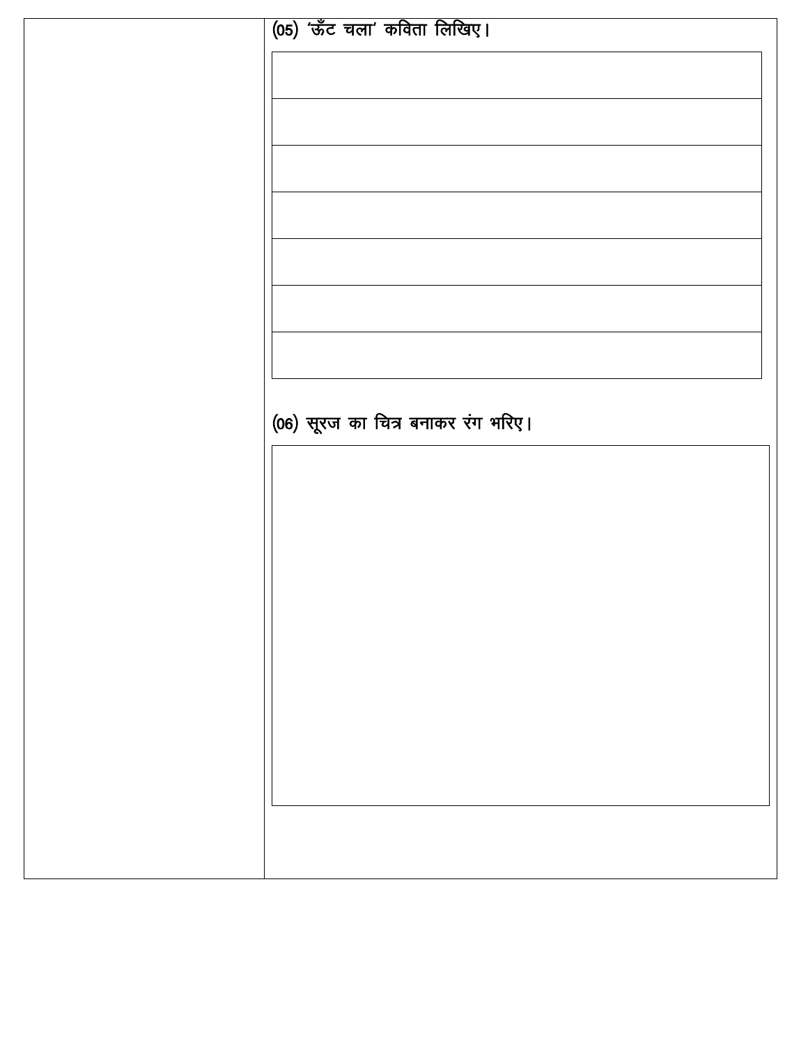(05) 'ऊँट चला' कविता लिखिए।

(06) सूरज का चित्र बनाकर रंग भरिए।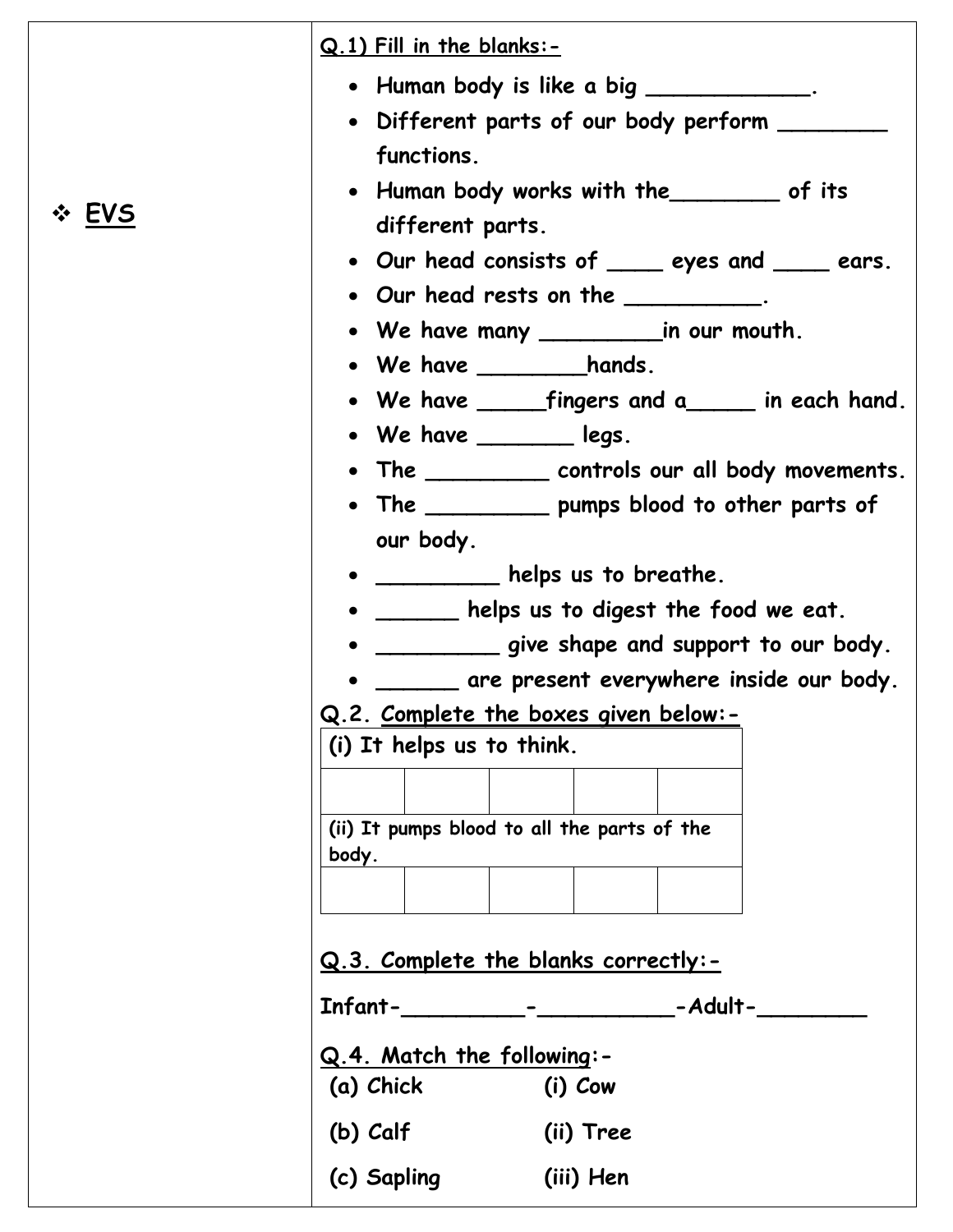## ❖ EVS

**Q.1) Fill in the blanks:-**

- Human body is like a big ____________.
- Different parts of our body perform ________ functions.
- Human body works with the________ of its different parts.
- Our head consists of ____ eyes and ____ ears.
- Our head rests on the __________.
- We have many _________in our mouth.
- We have ________hands.
- We have _____fingers and a_____ in each hand.
- We have _______ legs.
- The _________ controls our all body movements.
- The _________ pumps blood to other parts of our body.
- _________ helps us to breathe.
- ______ helps us to digest the food we eat.
- _________ give shape and support to our body.
- ______ are present everywhere inside our body.

**Q.2. Complete the boxes given below:-**

| (i) It helps us to think. | | | | |
|---|---|---|---|---|
| | | | | |
| (ii) It pumps blood to all the parts of the body. | | | | |
| | | | | |

**Q.3. Complete the blanks correctly:-**

Infant-_________-__________-Adult-________

**Q.4. Match the following:-**

| | |
|---|---|
| (a) Chick | (i) Cow |
| (b) Calf | (ii) Tree |
| (c) Sapling | (iii) Hen |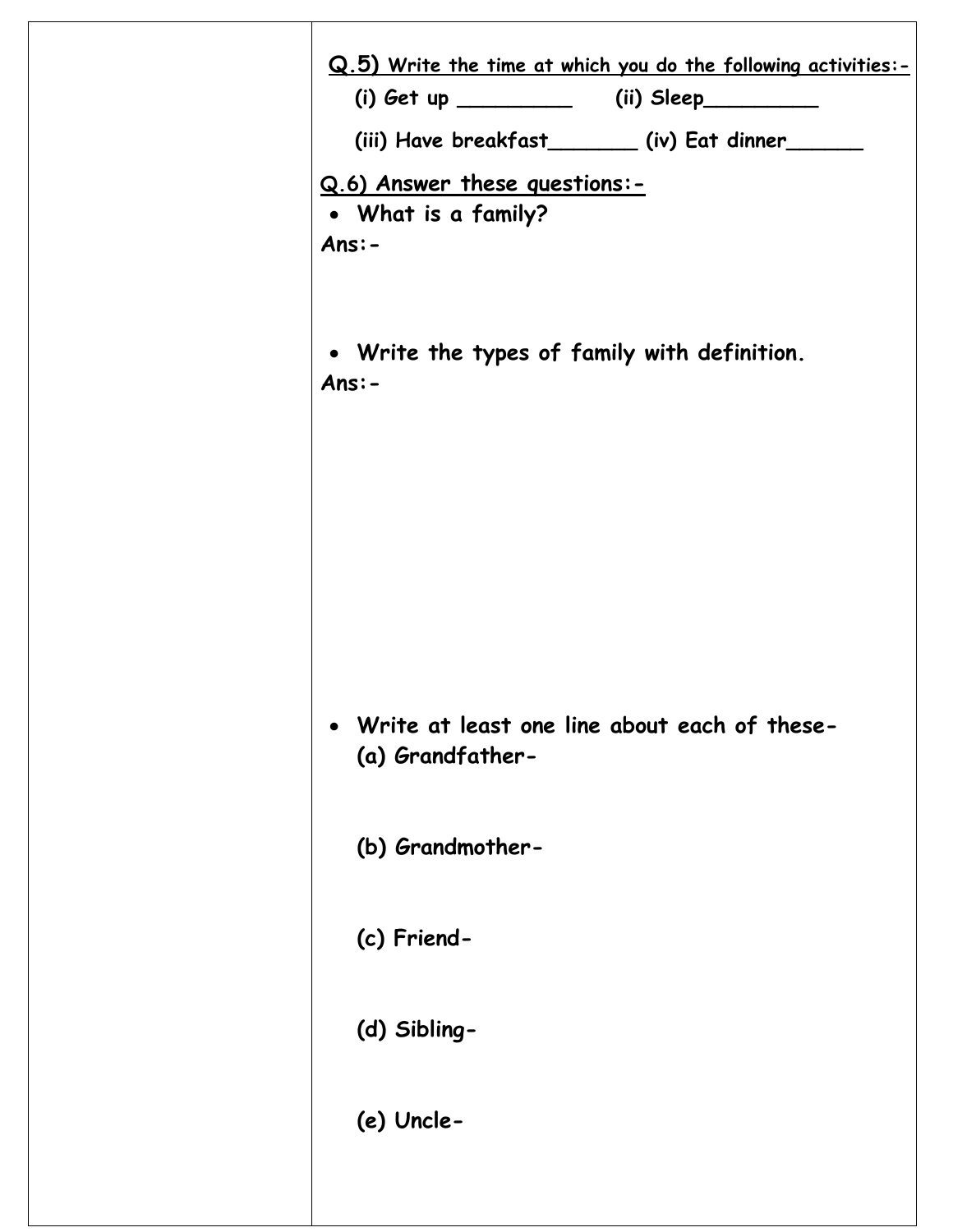**Q.5) Write the time at which you do the following activities:-**

(i) Get up _________ (ii) Sleep_________

(iii) Have breakfast_______ (iv) Eat dinner______

**Q.6) Answer these questions:-**

- **What is a family?**

**Ans:-**

- **Write the types of family with definition.**

**Ans:-**

- **Write at least one line about each of these-**

  **(a) Grandfather-**

  **(b) Grandmother-**

  **(c) Friend-**

  **(d) Sibling-**

  **(e) Uncle-**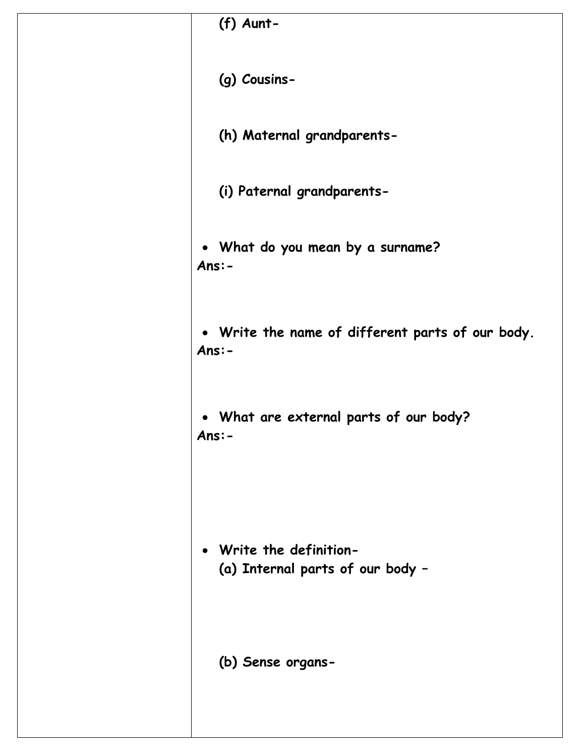**(f) Aunt-**

**(g) Cousins-**

**(h) Maternal grandparents-**

**(i) Paternal grandparents-**

- **What do you mean by a surname?**

**Ans:-**

- **Write the name of different parts of our body.**

**Ans:-**

- **What are external parts of our body?**

**Ans:-**

- **Write the definition-**

  **(a) Internal parts of our body –**

  **(b) Sense organs-**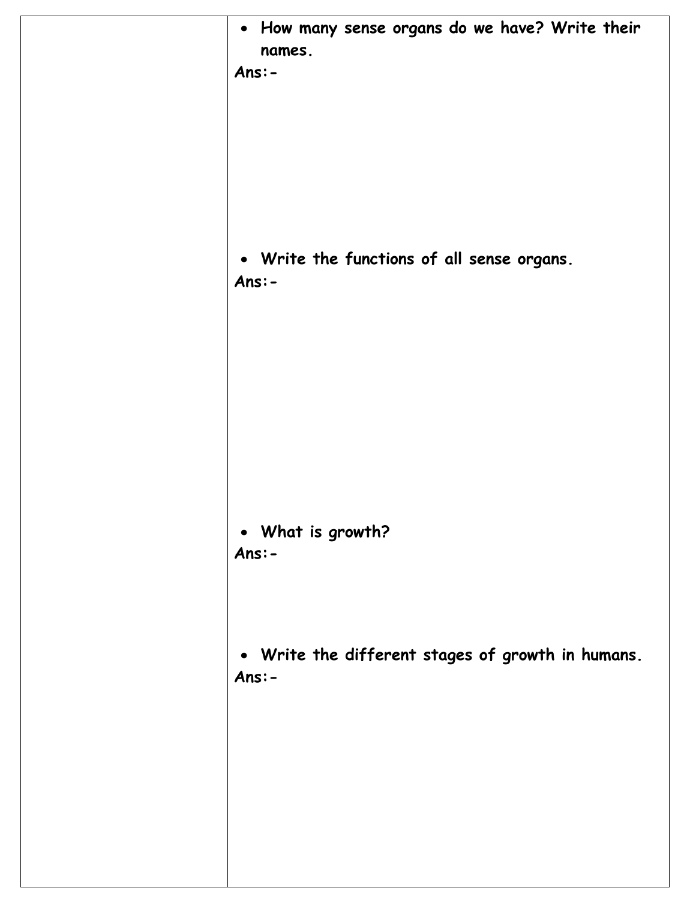- **How many sense organs do we have? Write their names.**

**Ans:-**

- **Write the functions of all sense organs.**

**Ans:-**

- **What is growth?**

**Ans:-**

- **Write the different stages of growth in humans.**

**Ans:-**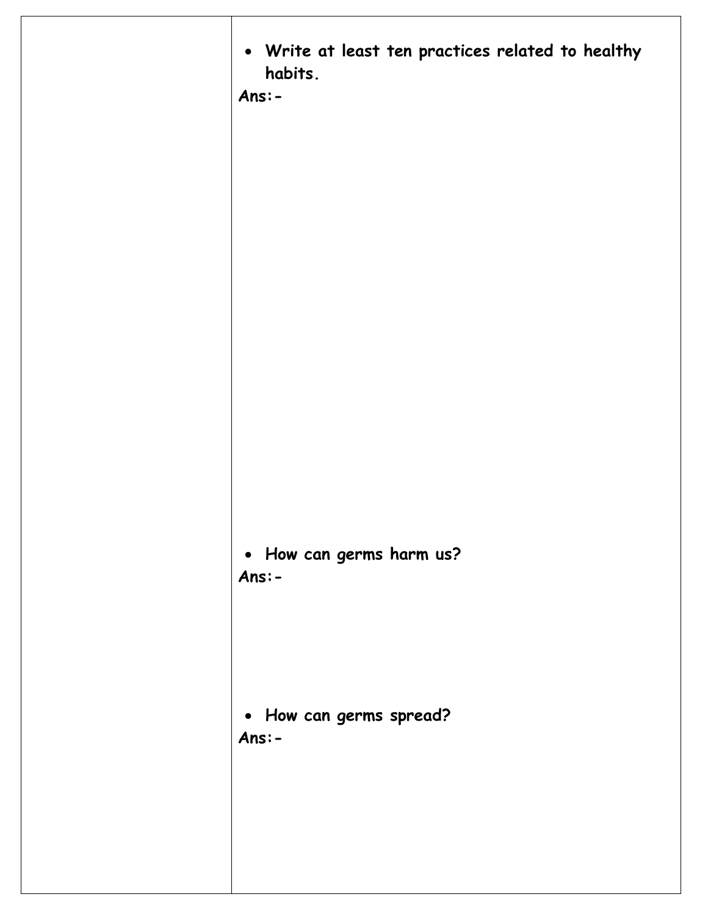- **Write at least ten practices related to healthy habits.**

**Ans:-**

- **How can germs harm us?**

**Ans:-**

- **How can germs spread?**

**Ans:-**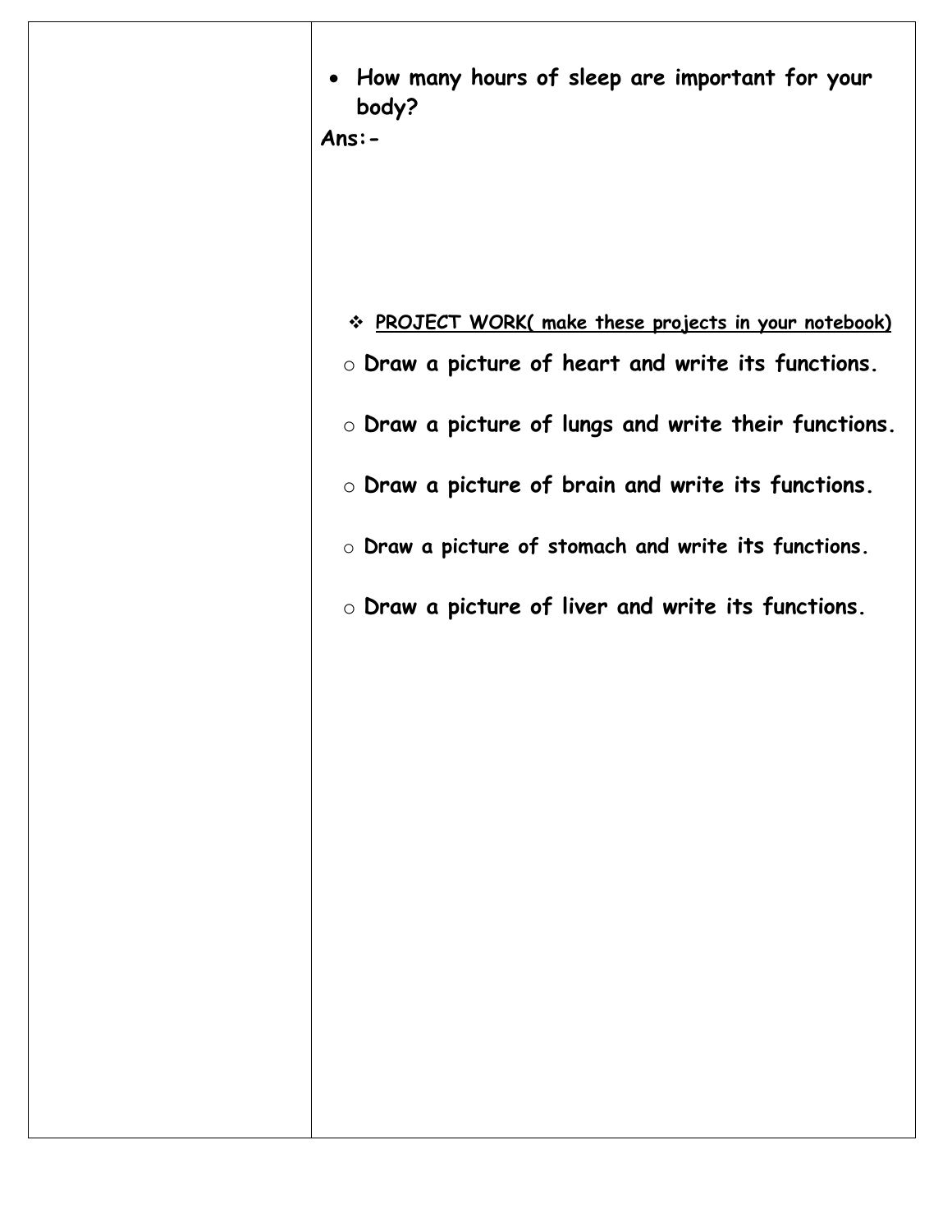- **How many hours of sleep are important for your body?**

**Ans:-**

- <u>**PROJECT WORK( make these projects in your notebook)**</u>
  - **Draw a picture of heart and write its functions.**
  - **Draw a picture of lungs and write their functions.**
  - **Draw a picture of brain and write its functions.**
  - **Draw a picture of stomach and write its functions.**
  - **Draw a picture of liver and write its functions.**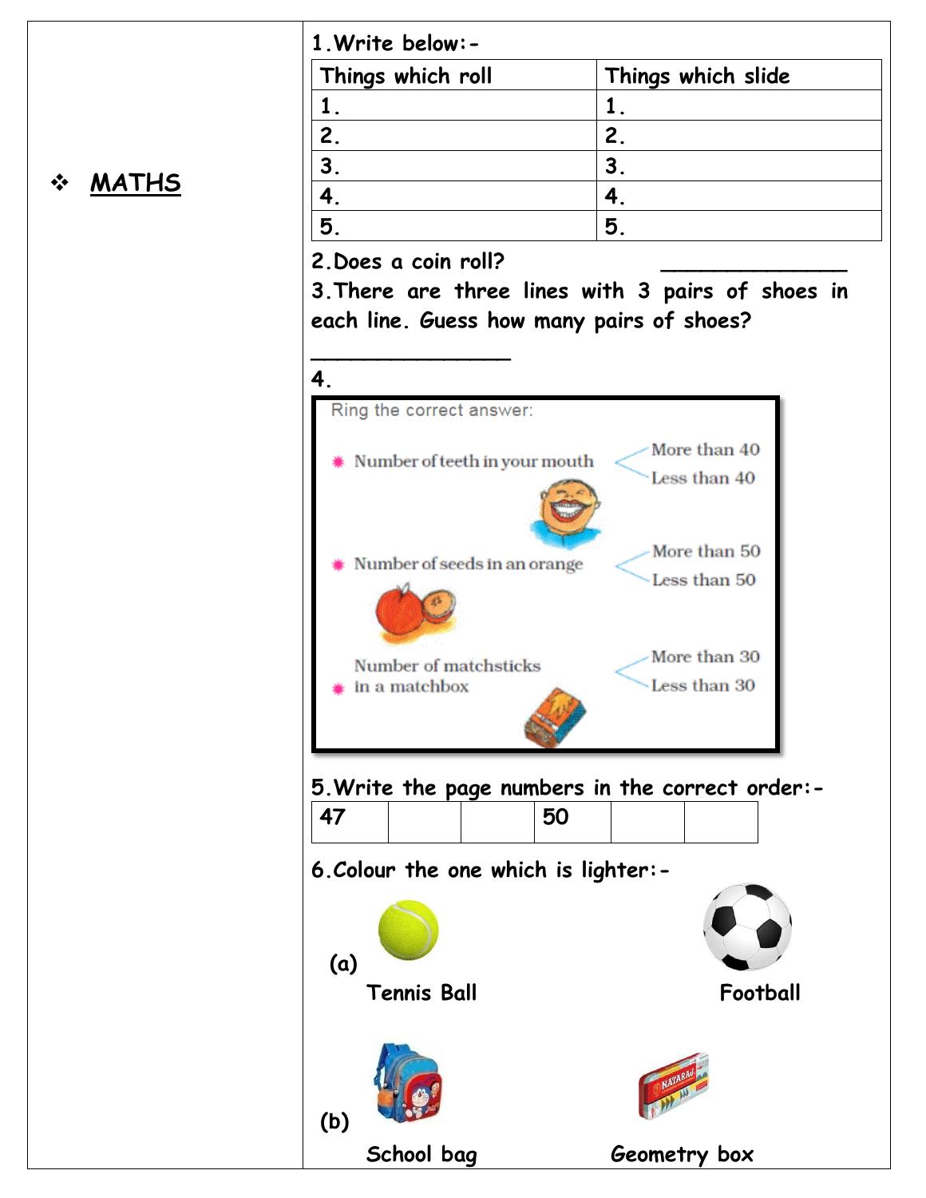❖ **MATHS**

1.Write below:-

| Things which roll | Things which slide |
|---|---|
| 1. | 1. |
| 2. | 2. |
| 3. | 3. |
| 4. | 4. |
| 5. | 5. |

2.Does a coin roll? ______________

3.There are three lines with 3 pairs of shoes in each line. Guess how many pairs of shoes?

_______________

4.

Ring the correct answer:

- Number of teeth in your mouth — More than 40 / Less than 40
- Number of seeds in an orange — More than 50 / Less than 50
- Number of matchsticks in a matchbox — More than 30 / Less than 30

5.Write the page numbers in the correct order:-

| | | | | | |
|---|---|---|---|---|---|
| 47 | | | 50 | | |

6.Colour the one which is lighter:-

(a) Tennis Ball Football

(b) School bag Geometry box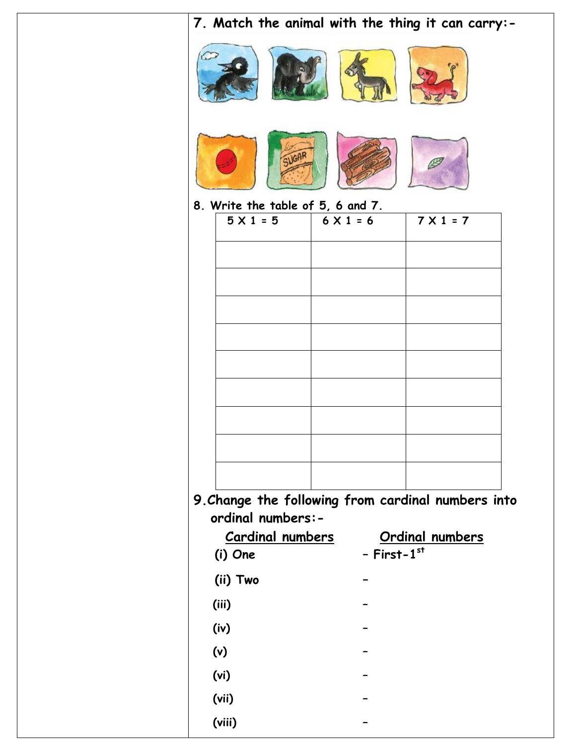7. **Match the animal with the thing it can carry:-**

SUGAR

8. **Write the table of 5, 6 and 7.**

| | | |
|---|---|---|
| 5 X 1 = 5 | 6 X 1 = 6 | 7 X 1 = 7 |
| | | |
| | | |
| | | |
| | | |
| | | |
| | | |
| | | |
| | | |
| | | |

9. **Change the following from cardinal numbers into ordinal numbers:-**

| Cardinal numbers | Ordinal numbers |
|---|---|
| (i) One | – First-$1^{st}$ |
| (ii) Two | – |
| (iii) | – |
| (iv) | – |
| (v) | – |
| (vi) | – |
| (vii) | – |
| (viii) | – |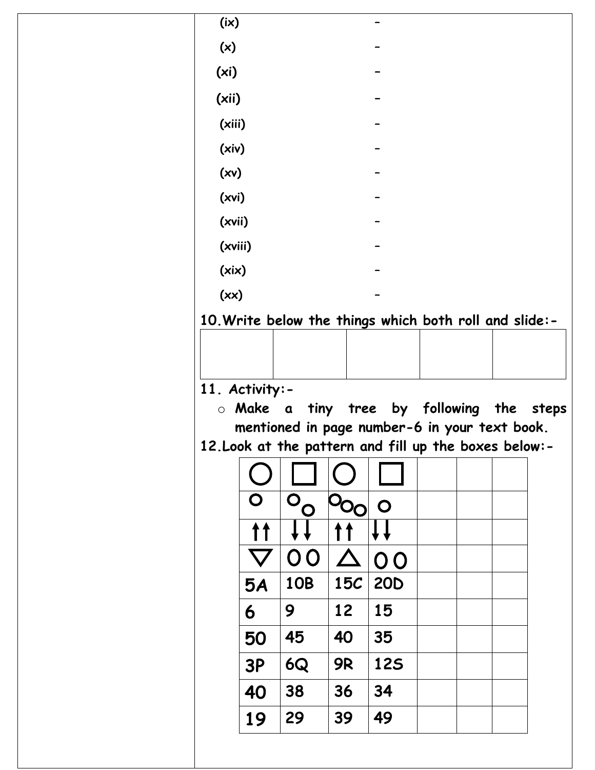(ix) –

(x) –

(xi) –

(xii) –

(xiii) –

(xiv) –

(xv) –

(xvi) –

(xvii) –

(xviii) –

(xix) –

(xx) –

**10. Write below the things which both roll and slide:-**

| | | | | |
|---|---|---|---|---|
| | | | | |

**11. Activity:-**

- **Make a tiny tree by following the steps mentioned in page number-6 in your text book.**

**12. Look at the pattern and fill up the boxes below:-**

| | | | | | | |
|---|---|---|---|---|---|---|
| ○ | □ | ○ | □ | | | |
| o | o o | o o o | o | | | |
| ↑↑ | ↓↓ | ↑↑ | ↓↓ | | | |
| ▽ | O O | △ | O O | | | |
| 5A | 10B | 15C | 20D | | | |
| 6 | 9 | 12 | 15 | | | |
| 50 | 45 | 40 | 35 | | | |
| 3P | 6Q | 9R | 12S | | | |
| 40 | 38 | 36 | 34 | | | |
| 19 | 29 | 39 | 49 | | | |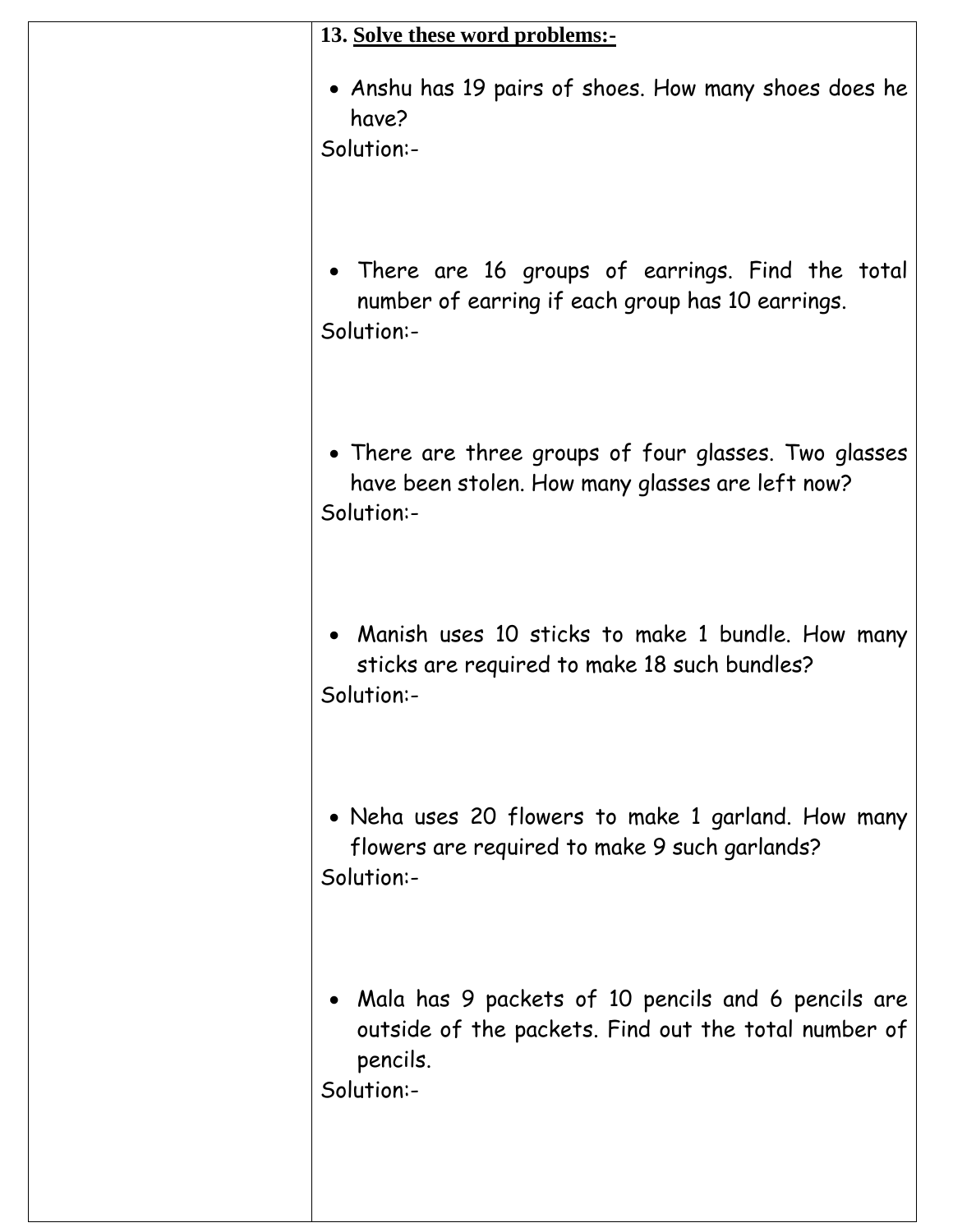**13. Solve these word problems:-**

- Anshu has 19 pairs of shoes. How many shoes does he have?

Solution:-

- There are 16 groups of earrings. Find the total number of earring if each group has 10 earrings.

Solution:-

- There are three groups of four glasses. Two glasses have been stolen. How many glasses are left now?

Solution:-

- Manish uses 10 sticks to make 1 bundle. How many sticks are required to make 18 such bundles?

Solution:-

- Neha uses 20 flowers to make 1 garland. How many flowers are required to make 9 such garlands?

Solution:-

- Mala has 9 packets of 10 pencils and 6 pencils are outside of the packets. Find out the total number of pencils.

Solution:-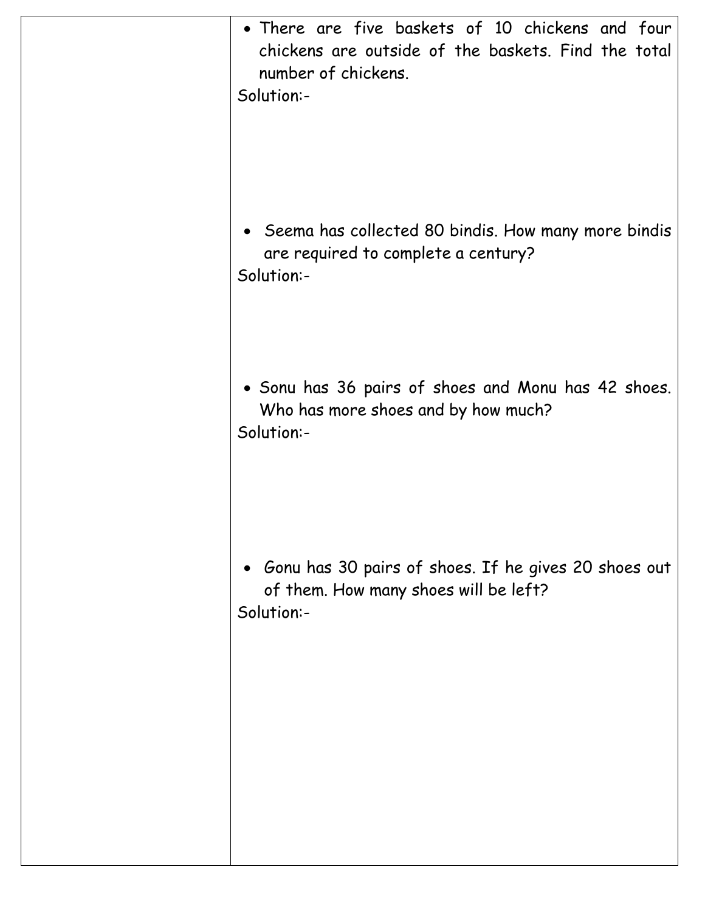- There are five baskets of 10 chickens and four chickens are outside of the baskets. Find the total number of chickens.

Solution:-

- Seema has collected 80 bindis. How many more bindis are required to complete a century?

Solution:-

- Sonu has 36 pairs of shoes and Monu has 42 shoes. Who has more shoes and by how much?

Solution:-

- Gonu has 30 pairs of shoes. If he gives 20 shoes out of them. How many shoes will be left?

Solution:-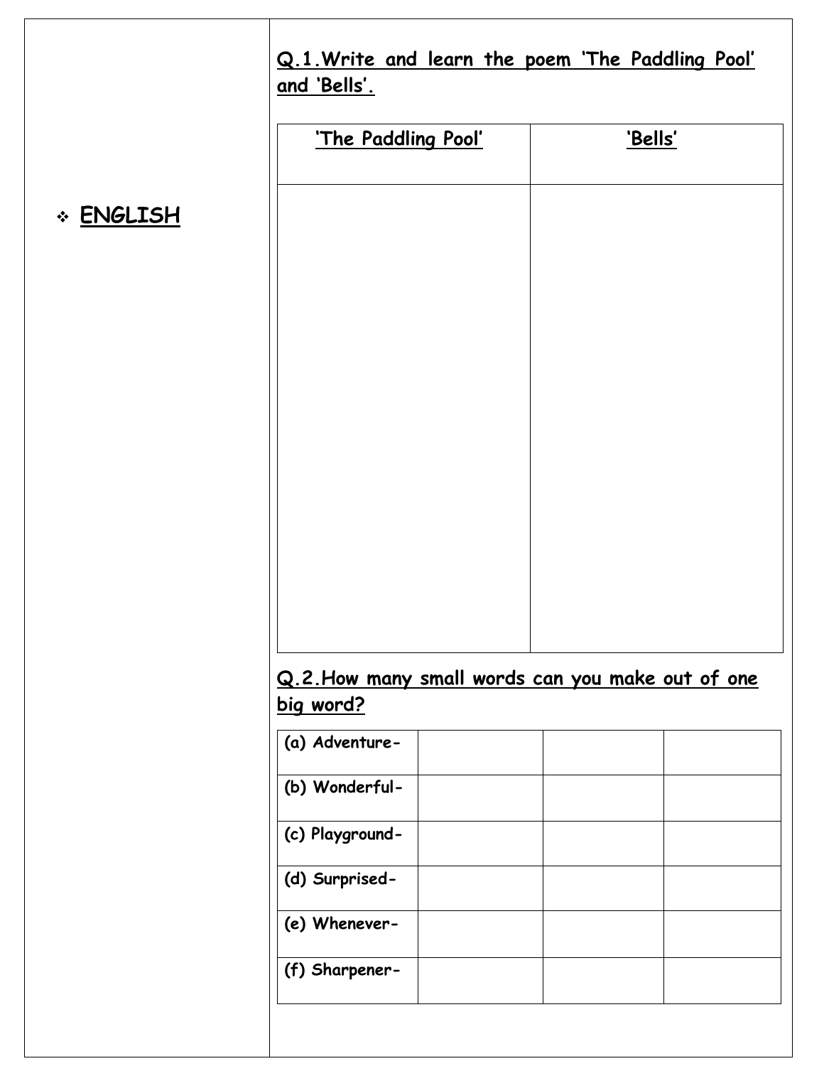- **ENGLISH**

**Q.1.Write and learn the poem 'The Paddling Pool' and 'Bells'.**

| 'The Paddling Pool' | 'Bells' |
|---|---|
| | |

**Q.2.How many small words can you make out of one big word?**

| | | | |
|---|---|---|---|
| (a) Adventure- | | | |
| (b) Wonderful- | | | |
| (c) Playground- | | | |
| (d) Surprised- | | | |
| (e) Whenever- | | | |
| (f) Sharpener- | | | |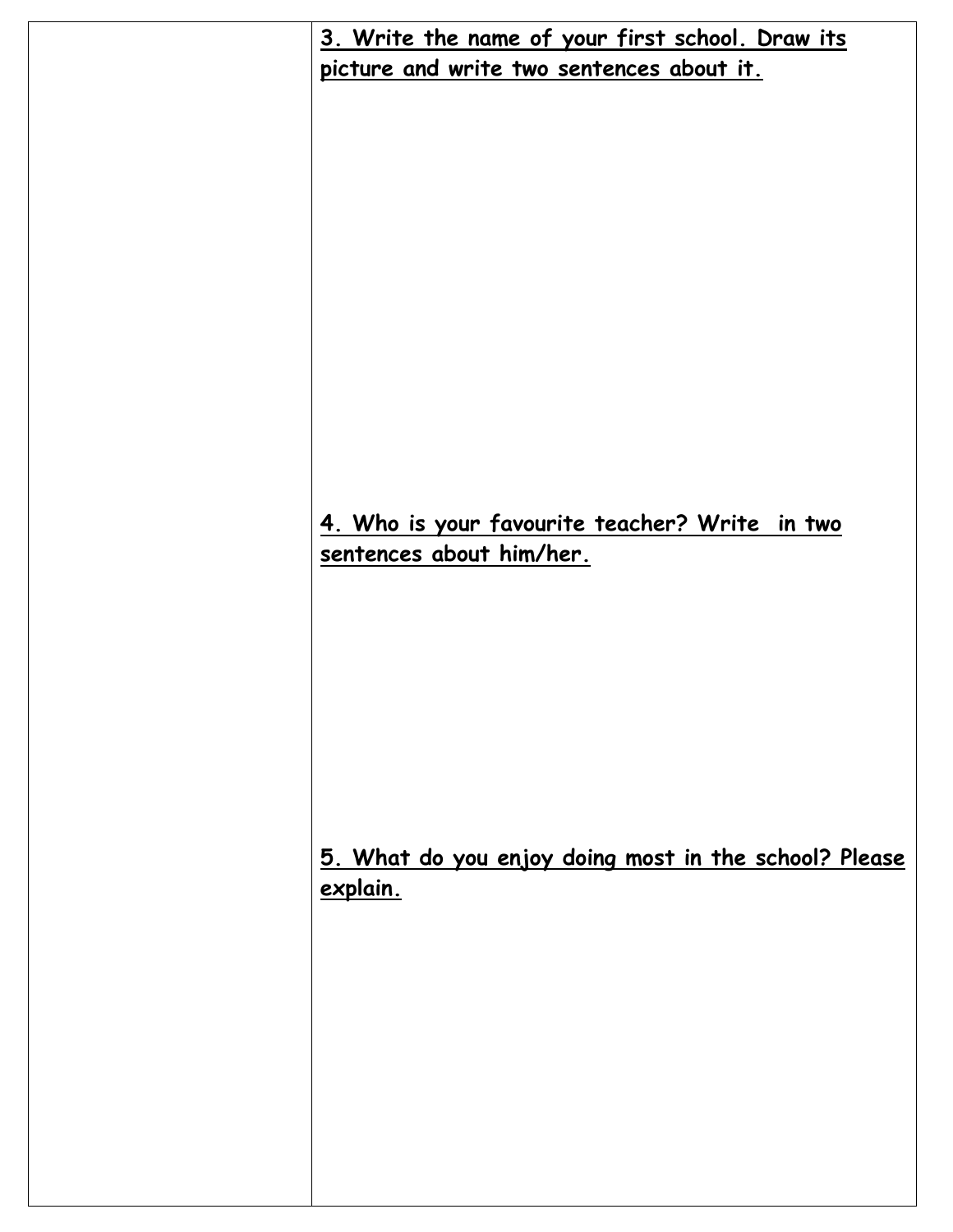**3. Write the name of your first school. Draw its picture and write two sentences about it.**

**4. Who is your favourite teacher? Write  in two sentences about him/her.**

**5. What do you enjoy doing most in the school? Please explain.**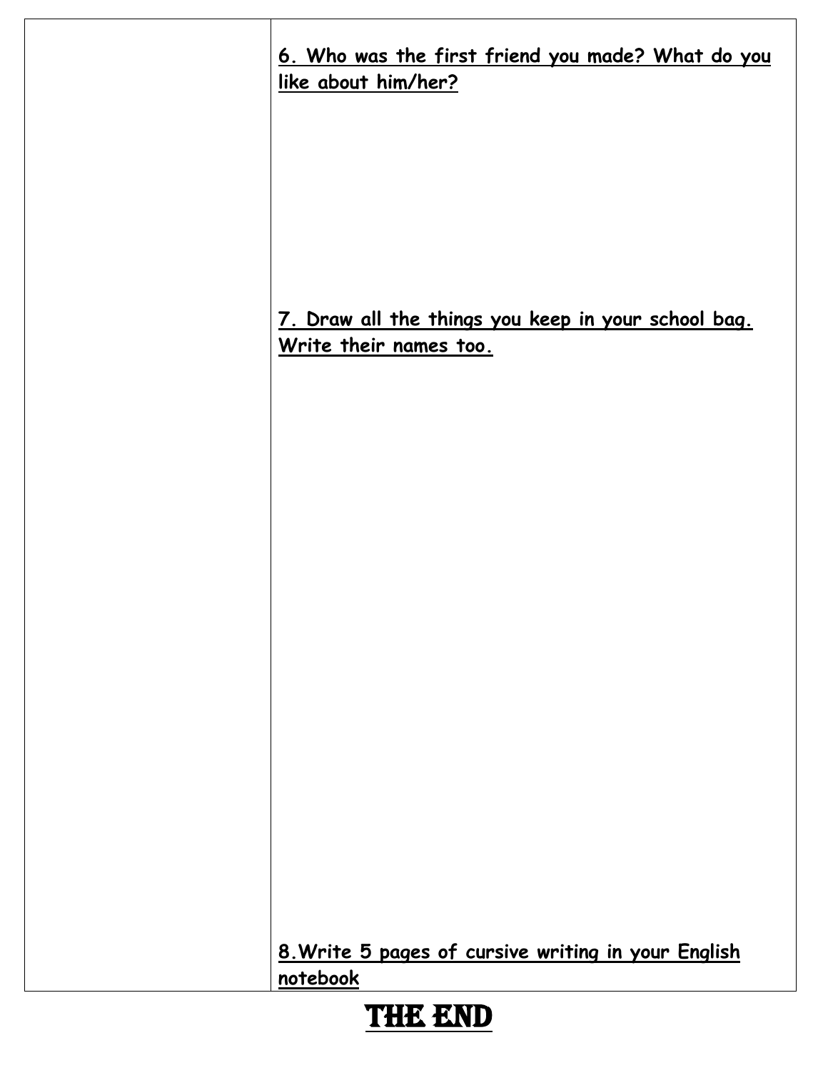| | |
|---|---|
| | **6. Who was the first friend you made? What do you like about him/her?** <br><br><br><br> **7. Draw all the things you keep in your school bag. Write their names too.** <br><br><br><br> **8.Write 5 pages of cursive writing in your English notebook** |

# THE END